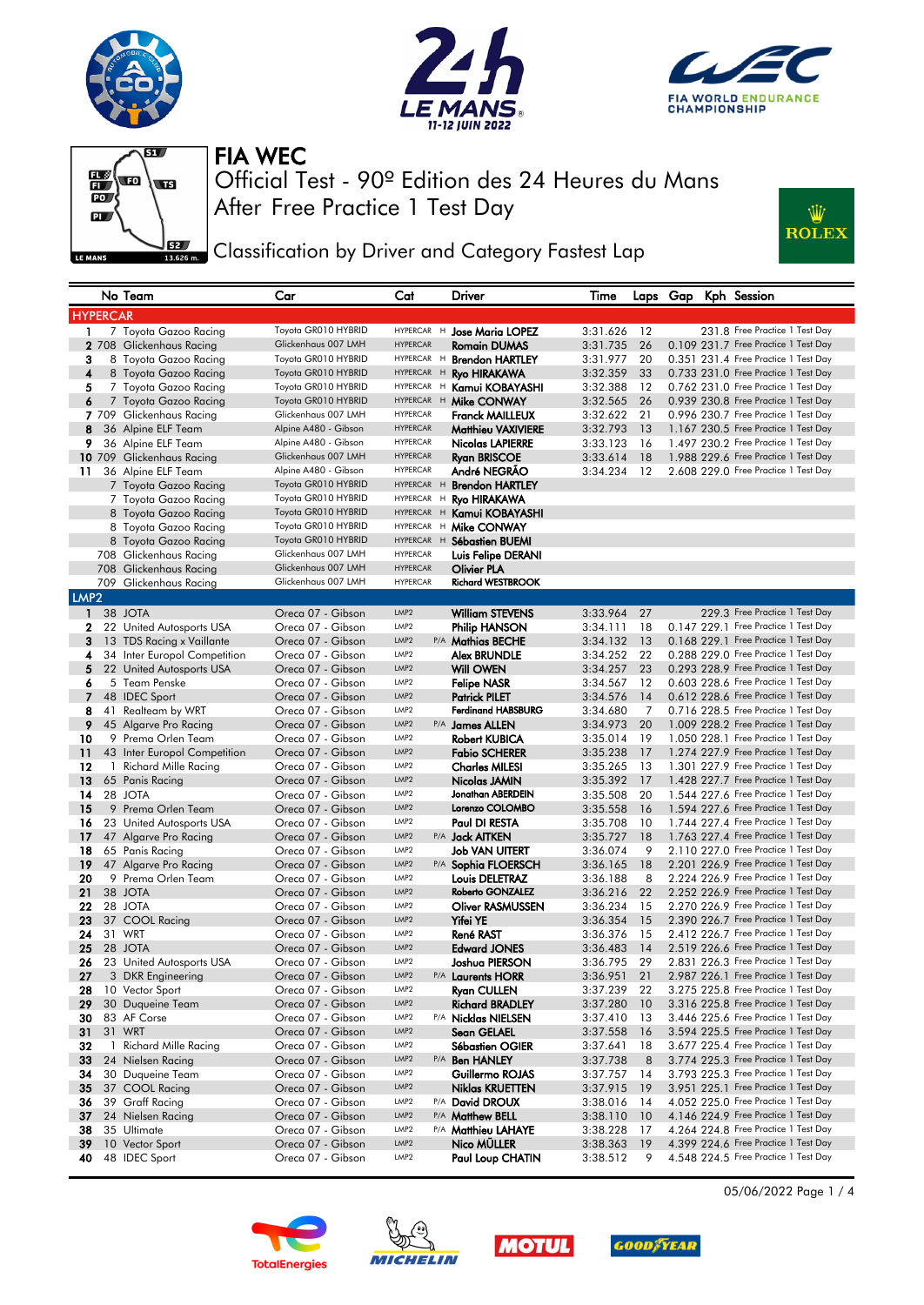# FIA WEC

## Official Test - 90º Edition des 24 Heures du Mans

## After Free Practice 1 Test Day

### Classification by Driver and Category Fastest Lap

| | No | Team | Car | Cat | | Driver | Time | Laps | Gap | Kph | Session |
|---|---|---|---|---|---|---|---|---|---|---|---|
| **HYPERCAR** | | | | | | | | | | | |
| 1 | 7 | Toyota Gazoo Racing | Toyota GR010 HYBRID | HYPERCAR | H | Jose Maria LOPEZ | 3:31.626 | 12 | | 231.8 | Free Practice 1 Test Day |
| 2 | 708 | Glickenhaus Racing | Glickenhaus 007 LMH | HYPERCAR | | Romain DUMAS | 3:31.735 | 26 | 0.109 | 231.7 | Free Practice 1 Test Day |
| 3 | 8 | Toyota Gazoo Racing | Toyota GR010 HYBRID | HYPERCAR | H | Brendon HARTLEY | 3:31.977 | 20 | 0.351 | 231.4 | Free Practice 1 Test Day |
| 4 | 8 | Toyota Gazoo Racing | Toyota GR010 HYBRID | HYPERCAR | H | Ryo HIRAKAWA | 3:32.359 | 33 | 0.733 | 231.0 | Free Practice 1 Test Day |
| 5 | 7 | Toyota Gazoo Racing | Toyota GR010 HYBRID | HYPERCAR | H | Kamui KOBAYASHI | 3:32.388 | 12 | 0.762 | 231.0 | Free Practice 1 Test Day |
| 6 | 7 | Toyota Gazoo Racing | Toyota GR010 HYBRID | HYPERCAR | H | Mike CONWAY | 3:32.565 | 26 | 0.939 | 230.8 | Free Practice 1 Test Day |
| 7 | 709 | Glickenhaus Racing | Glickenhaus 007 LMH | HYPERCAR | | Franck MAILLEUX | 3:32.622 | 21 | 0.996 | 230.7 | Free Practice 1 Test Day |
| 8 | 36 | Alpine ELF Team | Alpine A480 - Gibson | HYPERCAR | | Matthieu VAXIVIERE | 3:32.793 | 13 | 1.167 | 230.5 | Free Practice 1 Test Day |
| 9 | 36 | Alpine ELF Team | Alpine A480 - Gibson | HYPERCAR | | Nicolas LAPIERRE | 3:33.123 | 16 | 1.497 | 230.2 | Free Practice 1 Test Day |
| 10 | 709 | Glickenhaus Racing | Glickenhaus 007 LMH | HYPERCAR | | Ryan BRISCOE | 3:33.614 | 18 | 1.988 | 229.6 | Free Practice 1 Test Day |
| 11 | 36 | Alpine ELF Team | Alpine A480 - Gibson | HYPERCAR | | André NEGRÃO | 3:34.234 | 12 | 2.608 | 229.0 | Free Practice 1 Test Day |
| | 7 | Toyota Gazoo Racing | Toyota GR010 HYBRID | HYPERCAR | H | Brendon HARTLEY | | | | | |
| | 7 | Toyota Gazoo Racing | Toyota GR010 HYBRID | HYPERCAR | H | Ryo HIRAKAWA | | | | | |
| | 8 | Toyota Gazoo Racing | Toyota GR010 HYBRID | HYPERCAR | H | Kamui KOBAYASHI | | | | | |
| | 8 | Toyota Gazoo Racing | Toyota GR010 HYBRID | HYPERCAR | H | Mike CONWAY | | | | | |
| | 8 | Toyota Gazoo Racing | Toyota GR010 HYBRID | HYPERCAR | H | Sébastien BUEMI | | | | | |
| | 708 | Glickenhaus Racing | Glickenhaus 007 LMH | HYPERCAR | | Luis Felipe DERANI | | | | | |
| | 708 | Glickenhaus Racing | Glickenhaus 007 LMH | HYPERCAR | | Olivier PLA | | | | | |
| | 709 | Glickenhaus Racing | Glickenhaus 007 LMH | HYPERCAR | | Richard WESTBROOK | | | | | |
| **LMP2** | | | | | | | | | | | |
| 1 | 38 | JOTA | Oreca 07 - Gibson | LMP2 | | William STEVENS | 3:33.964 | 27 | | 229.3 | Free Practice 1 Test Day |
| 2 | 22 | United Autosports USA | Oreca 07 - Gibson | LMP2 | | Philip HANSON | 3:34.111 | 18 | 0.147 | 229.1 | Free Practice 1 Test Day |
| 3 | 13 | TDS Racing x Vaillante | Oreca 07 - Gibson | LMP2 | P/A | Mathias BECHE | 3:34.132 | 13 | 0.168 | 229.1 | Free Practice 1 Test Day |
| 4 | 34 | Inter Europol Competition | Oreca 07 - Gibson | LMP2 | | Alex BRUNDLE | 3:34.252 | 22 | 0.288 | 229.0 | Free Practice 1 Test Day |
| 5 | 22 | United Autosports USA | Oreca 07 - Gibson | LMP2 | | Will OWEN | 3:34.257 | 23 | 0.293 | 228.9 | Free Practice 1 Test Day |
| 6 | 5 | Team Penske | Oreca 07 - Gibson | LMP2 | | Felipe NASR | 3:34.567 | 12 | 0.603 | 228.6 | Free Practice 1 Test Day |
| 7 | 48 | IDEC Sport | Oreca 07 - Gibson | LMP2 | | Patrick PILET | 3:34.576 | 14 | 0.612 | 228.6 | Free Practice 1 Test Day |
| 8 | 41 | Realteam by WRT | Oreca 07 - Gibson | LMP2 | | Ferdinand HABSBURG | 3:34.680 | 7 | 0.716 | 228.5 | Free Practice 1 Test Day |
| 9 | 45 | Algarve Pro Racing | Oreca 07 - Gibson | LMP2 | P/A | James ALLEN | 3:34.973 | 20 | 1.009 | 228.2 | Free Practice 1 Test Day |
| 10 | 9 | Prema Orlen Team | Oreca 07 - Gibson | LMP2 | | Robert KUBICA | 3:35.014 | 19 | 1.050 | 228.1 | Free Practice 1 Test Day |
| 11 | 43 | Inter Europol Competition | Oreca 07 - Gibson | LMP2 | | Fabio SCHERER | 3:35.238 | 17 | 1.274 | 227.9 | Free Practice 1 Test Day |
| 12 | 1 | Richard Mille Racing | Oreca 07 - Gibson | LMP2 | | Charles MILESI | 3:35.265 | 13 | 1.301 | 227.9 | Free Practice 1 Test Day |
| 13 | 65 | Panis Racing | Oreca 07 - Gibson | LMP2 | | Nicolas JAMIN | 3:35.392 | 17 | 1.428 | 227.7 | Free Practice 1 Test Day |
| 14 | 28 | JOTA | Oreca 07 - Gibson | LMP2 | | Jonathan ABERDEIN | 3:35.508 | 20 | 1.544 | 227.6 | Free Practice 1 Test Day |
| 15 | 9 | Prema Orlen Team | Oreca 07 - Gibson | LMP2 | | Lorenzo COLOMBO | 3:35.558 | 16 | 1.594 | 227.6 | Free Practice 1 Test Day |
| 16 | 23 | United Autosports USA | Oreca 07 - Gibson | LMP2 | | Paul DI RESTA | 3:35.708 | 10 | 1.744 | 227.4 | Free Practice 1 Test Day |
| 17 | 47 | Algarve Pro Racing | Oreca 07 - Gibson | LMP2 | P/A | Jack AITKEN | 3:35.727 | 18 | 1.763 | 227.4 | Free Practice 1 Test Day |
| 18 | 65 | Panis Racing | Oreca 07 - Gibson | LMP2 | | Job VAN UITERT | 3:36.074 | 9 | 2.110 | 227.0 | Free Practice 1 Test Day |
| 19 | 47 | Algarve Pro Racing | Oreca 07 - Gibson | LMP2 | P/A | Sophia FLOERSCH | 3:36.165 | 18 | 2.201 | 226.9 | Free Practice 1 Test Day |
| 20 | 9 | Prema Orlen Team | Oreca 07 - Gibson | LMP2 | | Louis DELETRAZ | 3:36.188 | 8 | 2.224 | 226.9 | Free Practice 1 Test Day |
| 21 | 38 | JOTA | Oreca 07 - Gibson | LMP2 | | Roberto GONZALEZ | 3:36.216 | 22 | 2.252 | 226.9 | Free Practice 1 Test Day |
| 22 | 28 | JOTA | Oreca 07 - Gibson | LMP2 | | Oliver RASMUSSEN | 3:36.234 | 15 | 2.270 | 226.9 | Free Practice 1 Test Day |
| 23 | 37 | COOL Racing | Oreca 07 - Gibson | LMP2 | | Yifei YE | 3:36.354 | 15 | 2.390 | 226.7 | Free Practice 1 Test Day |
| 24 | 31 | WRT | Oreca 07 - Gibson | LMP2 | | René RAST | 3:36.376 | 15 | 2.412 | 226.7 | Free Practice 1 Test Day |
| 25 | 28 | JOTA | Oreca 07 - Gibson | LMP2 | | Edward JONES | 3:36.483 | 14 | 2.519 | 226.6 | Free Practice 1 Test Day |
| 26 | 23 | United Autosports USA | Oreca 07 - Gibson | LMP2 | | Joshua PIERSON | 3:36.795 | 29 | 2.831 | 226.3 | Free Practice 1 Test Day |
| 27 | 3 | DKR Engineering | Oreca 07 - Gibson | LMP2 | P/A | Laurents HORR | 3:36.951 | 21 | 2.987 | 226.1 | Free Practice 1 Test Day |
| 28 | 10 | Vector Sport | Oreca 07 - Gibson | LMP2 | | Ryan CULLEN | 3:37.239 | 22 | 3.275 | 225.8 | Free Practice 1 Test Day |
| 29 | 30 | Duqueine Team | Oreca 07 - Gibson | LMP2 | | Richard BRADLEY | 3:37.280 | 10 | 3.316 | 225.8 | Free Practice 1 Test Day |
| 30 | 83 | AF Corse | Oreca 07 - Gibson | LMP2 | P/A | Nicklas NIELSEN | 3:37.410 | 13 | 3.446 | 225.6 | Free Practice 1 Test Day |
| 31 | 31 | WRT | Oreca 07 - Gibson | LMP2 | | Sean GELAEL | 3:37.558 | 16 | 3.594 | 225.5 | Free Practice 1 Test Day |
| 32 | 1 | Richard Mille Racing | Oreca 07 - Gibson | LMP2 | | Sébastien OGIER | 3:37.641 | 18 | 3.677 | 225.4 | Free Practice 1 Test Day |
| 33 | 24 | Nielsen Racing | Oreca 07 - Gibson | LMP2 | P/A | Ben HANLEY | 3:37.738 | 8 | 3.774 | 225.3 | Free Practice 1 Test Day |
| 34 | 30 | Duqueine Team | Oreca 07 - Gibson | LMP2 | | Guillermo ROJAS | 3:37.757 | 14 | 3.793 | 225.3 | Free Practice 1 Test Day |
| 35 | 37 | COOL Racing | Oreca 07 - Gibson | LMP2 | | Niklas KRUETTEN | 3:37.915 | 19 | 3.951 | 225.1 | Free Practice 1 Test Day |
| 36 | 39 | Graff Racing | Oreca 07 - Gibson | LMP2 | P/A | David DROUX | 3:38.016 | 14 | 4.052 | 225.0 | Free Practice 1 Test Day |
| 37 | 24 | Nielsen Racing | Oreca 07 - Gibson | LMP2 | P/A | Matthew BELL | 3:38.110 | 10 | 4.146 | 224.9 | Free Practice 1 Test Day |
| 38 | 35 | Ultimate | Oreca 07 - Gibson | LMP2 | P/A | Matthieu LAHAYE | 3:38.228 | 17 | 4.264 | 224.8 | Free Practice 1 Test Day |
| 39 | 10 | Vector Sport | Oreca 07 - Gibson | LMP2 | | Nico MÜLLER | 3:38.363 | 19 | 4.399 | 224.6 | Free Practice 1 Test Day |
| 40 | 48 | IDEC Sport | Oreca 07 - Gibson | LMP2 | | Paul Loup CHATIN | 3:38.512 | 9 | 4.548 | 224.5 | Free Practice 1 Test Day |

05/06/2022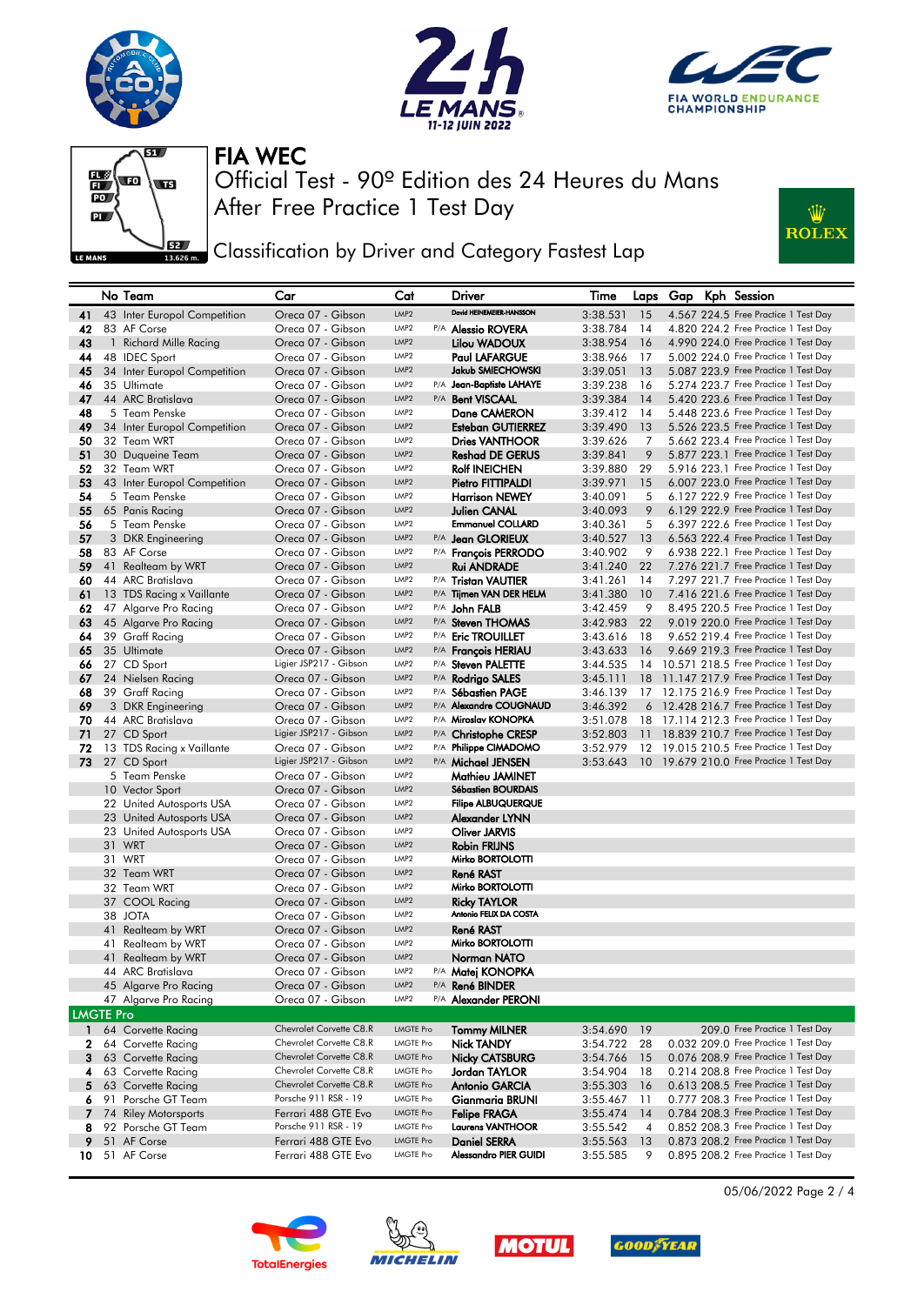# FIA WEC

## Official Test - 90º Edition des 24 Heures du Mans
## After Free Practice 1 Test Day

### Classification by Driver and Category Fastest Lap

| | No | Team | Car | Cat | | Driver | Time | Laps | Gap | Kph | Session |
|---|---|---|---|---|---|---|---|---|---|---|---|
| 41 | 43 | Inter Europol Competition | Oreca 07 - Gibson | LMP2 | | David HEINEMEIER-HANSSON | 3:38.531 | 15 | 4.567 | 224.5 | Free Practice 1 Test Day |
| 42 | 83 | AF Corse | Oreca 07 - Gibson | LMP2 | P/A | Alessio ROVERA | 3:38.784 | 14 | 4.820 | 224.2 | Free Practice 1 Test Day |
| 43 | 1 | Richard Mille Racing | Oreca 07 - Gibson | LMP2 | | Lilou WADOUX | 3:38.954 | 16 | 4.990 | 224.0 | Free Practice 1 Test Day |
| 44 | 48 | IDEC Sport | Oreca 07 - Gibson | LMP2 | | Paul LAFARGUE | 3:38.966 | 17 | 5.002 | 224.0 | Free Practice 1 Test Day |
| 45 | 34 | Inter Europol Competition | Oreca 07 - Gibson | LMP2 | | Jakub SMIECHOWSKI | 3:39.051 | 13 | 5.087 | 223.9 | Free Practice 1 Test Day |
| 46 | 35 | Ultimate | Oreca 07 - Gibson | LMP2 | P/A | Jean-Baptiste LAHAYE | 3:39.238 | 16 | 5.274 | 223.7 | Free Practice 1 Test Day |
| 47 | 44 | ARC Bratislava | Oreca 07 - Gibson | LMP2 | P/A | Bent VISCAAL | 3:39.384 | 14 | 5.420 | 223.6 | Free Practice 1 Test Day |
| 48 | 5 | Team Penske | Oreca 07 - Gibson | LMP2 | | Dane CAMERON | 3:39.412 | 14 | 5.448 | 223.6 | Free Practice 1 Test Day |
| 49 | 34 | Inter Europol Competition | Oreca 07 - Gibson | LMP2 | | Esteban GUTIERREZ | 3:39.490 | 13 | 5.526 | 223.5 | Free Practice 1 Test Day |
| 50 | 32 | Team WRT | Oreca 07 - Gibson | LMP2 | | Dries VANTHOOR | 3:39.626 | 7 | 5.662 | 223.4 | Free Practice 1 Test Day |
| 51 | 30 | Duqueine Team | Oreca 07 - Gibson | LMP2 | | Reshad DE GERUS | 3:39.841 | 9 | 5.877 | 223.1 | Free Practice 1 Test Day |
| 52 | 32 | Team WRT | Oreca 07 - Gibson | LMP2 | | Rolf INEICHEN | 3:39.880 | 29 | 5.916 | 223.1 | Free Practice 1 Test Day |
| 53 | 43 | Inter Europol Competition | Oreca 07 - Gibson | LMP2 | | Pietro FITTIPALDI | 3:39.971 | 15 | 6.007 | 223.0 | Free Practice 1 Test Day |
| 54 | 5 | Team Penske | Oreca 07 - Gibson | LMP2 | | Harrison NEWEY | 3:40.091 | 5 | 6.127 | 222.9 | Free Practice 1 Test Day |
| 55 | 65 | Panis Racing | Oreca 07 - Gibson | LMP2 | | Julien CANAL | 3:40.093 | 9 | 6.129 | 222.9 | Free Practice 1 Test Day |
| 56 | 5 | Team Penske | Oreca 07 - Gibson | LMP2 | | Emmanuel COLLARD | 3:40.361 | 5 | 6.397 | 222.6 | Free Practice 1 Test Day |
| 57 | 3 | DKR Engineering | Oreca 07 - Gibson | LMP2 | P/A | Jean GLORIEUX | 3:40.527 | 13 | 6.563 | 222.4 | Free Practice 1 Test Day |
| 58 | 83 | AF Corse | Oreca 07 - Gibson | LMP2 | P/A | François PERRODO | 3:40.902 | 9 | 6.938 | 222.1 | Free Practice 1 Test Day |
| 59 | 41 | Realteam by WRT | Oreca 07 - Gibson | LMP2 | | Rui ANDRADE | 3:41.240 | 22 | 7.276 | 221.7 | Free Practice 1 Test Day |
| 60 | 44 | ARC Bratislava | Oreca 07 - Gibson | LMP2 | P/A | Tristan VAUTIER | 3:41.261 | 14 | 7.297 | 221.7 | Free Practice 1 Test Day |
| 61 | 13 | TDS Racing x Vaillante | Oreca 07 - Gibson | LMP2 | P/A | Tijmen VAN DER HELM | 3:41.380 | 10 | 7.416 | 221.6 | Free Practice 1 Test Day |
| 62 | 47 | Algarve Pro Racing | Oreca 07 - Gibson | LMP2 | P/A | John FALB | 3:42.459 | 9 | 8.495 | 220.5 | Free Practice 1 Test Day |
| 63 | 45 | Algarve Pro Racing | Oreca 07 - Gibson | LMP2 | P/A | Steven THOMAS | 3:42.983 | 22 | 9.019 | 220.0 | Free Practice 1 Test Day |
| 64 | 39 | Graff Racing | Oreca 07 - Gibson | LMP2 | P/A | Eric TROUILLET | 3:43.616 | 18 | 9.652 | 219.4 | Free Practice 1 Test Day |
| 65 | 35 | Ultimate | Oreca 07 - Gibson | LMP2 | P/A | François HERIAU | 3:43.633 | 16 | 9.669 | 219.3 | Free Practice 1 Test Day |
| 66 | 27 | CD Sport | Ligier JSP217 - Gibson | LMP2 | P/A | Steven PALETTE | 3:44.535 | 14 | 10.571 | 218.5 | Free Practice 1 Test Day |
| 67 | 24 | Nielsen Racing | Oreca 07 - Gibson | LMP2 | P/A | Rodrigo SALES | 3:45.111 | 18 | 11.147 | 217.9 | Free Practice 1 Test Day |
| 68 | 39 | Graff Racing | Oreca 07 - Gibson | LMP2 | P/A | Sébastien PAGE | 3:46.139 | 17 | 12.175 | 216.9 | Free Practice 1 Test Day |
| 69 | 3 | DKR Engineering | Oreca 07 - Gibson | LMP2 | P/A | Alexandre COUGNAUD | 3:46.392 | 6 | 12.428 | 216.7 | Free Practice 1 Test Day |
| 70 | 44 | ARC Bratislava | Oreca 07 - Gibson | LMP2 | P/A | Miroslav KONOPKA | 3:51.078 | 18 | 17.114 | 212.3 | Free Practice 1 Test Day |
| 71 | 27 | CD Sport | Ligier JSP217 - Gibson | LMP2 | P/A | Christophe CRESP | 3:52.803 | 11 | 18.839 | 210.7 | Free Practice 1 Test Day |
| 72 | 13 | TDS Racing x Vaillante | Oreca 07 - Gibson | LMP2 | P/A | Philippe CIMADOMO | 3:52.979 | 12 | 19.015 | 210.5 | Free Practice 1 Test Day |
| 73 | 27 | CD Sport | Ligier JSP217 - Gibson | LMP2 | P/A | Michael JENSEN | 3:53.643 | 10 | 19.679 | 210.0 | Free Practice 1 Test Day |
| | 5 | Team Penske | Oreca 07 - Gibson | LMP2 | | Mathieu JAMINET | | | | | |
| | 10 | Vector Sport | Oreca 07 - Gibson | LMP2 | | Sébastien BOURDAIS | | | | | |
| | 22 | United Autosports USA | Oreca 07 - Gibson | LMP2 | | Filipe ALBUQUERQUE | | | | | |
| | 23 | United Autosports USA | Oreca 07 - Gibson | LMP2 | | Alexander LYNN | | | | | |
| | 23 | United Autosports USA | Oreca 07 - Gibson | LMP2 | | Oliver JARVIS | | | | | |
| | 31 | WRT | Oreca 07 - Gibson | LMP2 | | Robin FRIJNS | | | | | |
| | 31 | WRT | Oreca 07 - Gibson | LMP2 | | Mirko BORTOLOTTI | | | | | |
| | 32 | Team WRT | Oreca 07 - Gibson | LMP2 | | René RAST | | | | | |
| | 32 | Team WRT | Oreca 07 - Gibson | LMP2 | | Mirko BORTOLOTTI | | | | | |
| | 37 | COOL Racing | Oreca 07 - Gibson | LMP2 | | Ricky TAYLOR | | | | | |
| | 38 | JOTA | Oreca 07 - Gibson | LMP2 | | Antonio FELIX DA COSTA | | | | | |
| | 41 | Realteam by WRT | Oreca 07 - Gibson | LMP2 | | René RAST | | | | | |
| | 41 | Realteam by WRT | Oreca 07 - Gibson | LMP2 | | Mirko BORTOLOTTI | | | | | |
| | 41 | Realteam by WRT | Oreca 07 - Gibson | LMP2 | | Norman NATO | | | | | |
| | 44 | ARC Bratislava | Oreca 07 - Gibson | LMP2 | P/A | Matej KONOPKA | | | | | |
| | 45 | Algarve Pro Racing | Oreca 07 - Gibson | LMP2 | P/A | René BINDER | | | | | |
| | 47 | Algarve Pro Racing | Oreca 07 - Gibson | LMP2 | P/A | Alexander PERONI | | | | | |
| **LMGTE Pro** | | | | | | | | | | | |
| 1 | 64 | Corvette Racing | Chevrolet Corvette C8.R | LMGTE Pro | | Tommy MILNER | 3:54.690 | 19 | | 209.0 | Free Practice 1 Test Day |
| 2 | 64 | Corvette Racing | Chevrolet Corvette C8.R | LMGTE Pro | | Nick TANDY | 3:54.722 | 28 | 0.032 | 209.0 | Free Practice 1 Test Day |
| 3 | 63 | Corvette Racing | Chevrolet Corvette C8.R | LMGTE Pro | | Nicky CATSBURG | 3:54.766 | 15 | 0.076 | 208.9 | Free Practice 1 Test Day |
| 4 | 63 | Corvette Racing | Chevrolet Corvette C8.R | LMGTE Pro | | Jordan TAYLOR | 3:54.904 | 18 | 0.214 | 208.8 | Free Practice 1 Test Day |
| 5 | 63 | Corvette Racing | Chevrolet Corvette C8.R | LMGTE Pro | | Antonio GARCIA | 3:55.303 | 16 | 0.613 | 208.5 | Free Practice 1 Test Day |
| 6 | 91 | Porsche GT Team | Porsche 911 RSR - 19 | LMGTE Pro | | Gianmaria BRUNI | 3:55.467 | 11 | 0.777 | 208.3 | Free Practice 1 Test Day |
| 7 | 74 | Riley Motorsports | Ferrari 488 GTE Evo | LMGTE Pro | | Felipe FRAGA | 3:55.474 | 14 | 0.784 | 208.3 | Free Practice 1 Test Day |
| 8 | 92 | Porsche GT Team | Porsche 911 RSR - 19 | LMGTE Pro | | Laurens VANTHOOR | 3:55.542 | 4 | 0.852 | 208.3 | Free Practice 1 Test Day |
| 9 | 51 | AF Corse | Ferrari 488 GTE Evo | LMGTE Pro | | Daniel SERRA | 3:55.563 | 13 | 0.873 | 208.2 | Free Practice 1 Test Day |
| 10 | 51 | AF Corse | Ferrari 488 GTE Evo | LMGTE Pro | | Alessandro PIER GUIDI | 3:55.585 | 9 | 0.895 | 208.2 | Free Practice 1 Test Day |

05/06/2022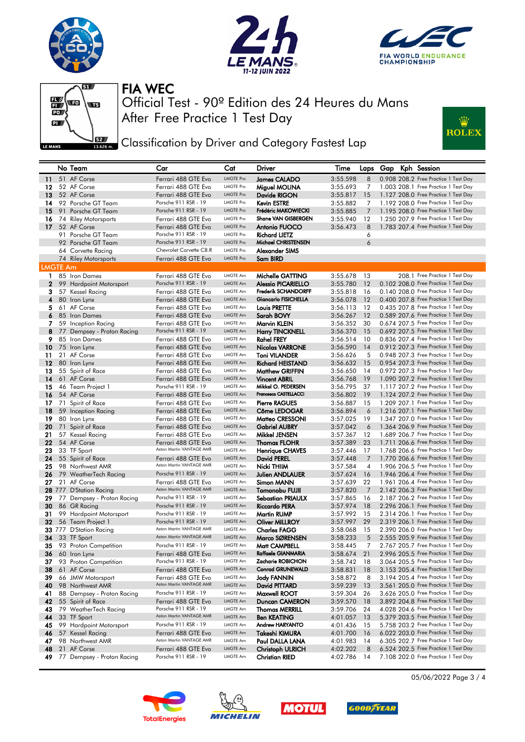# FIA WEC

## Official Test - 90º Edition des 24 Heures du Mans

## After Free Practice 1 Test Day

### Classification by Driver and Category Fastest Lap

| | No | Team | Car | Cat | Driver | Time | Laps | Gap | Kph | Session |
|---|---|---|---|---|---|---|---|---|---|---|
| 11 | 51 | AF Corse | Ferrari 488 GTE Evo | LMGTE Pro | James CALADO | 3:55.598 | 8 | 0.908 | 208.2 | Free Practice 1 Test Day |
| 12 | 52 | AF Corse | Ferrari 488 GTE Evo | LMGTE Pro | Miguel MOLINA | 3:55.693 | 7 | 1.003 | 208.1 | Free Practice 1 Test Day |
| 13 | 52 | AF Corse | Ferrari 488 GTE Evo | LMGTE Pro | Davide RIGON | 3:55.817 | 15 | 1.127 | 208.0 | Free Practice 1 Test Day |
| 14 | 92 | Porsche GT Team | Porsche 911 RSR - 19 | LMGTE Pro | Kevin ESTRE | 3:55.882 | 7 | 1.192 | 208.0 | Free Practice 1 Test Day |
| 15 | 91 | Porsche GT Team | Porsche 911 RSR - 19 | LMGTE Pro | Frédéric MAKOWIECKI | 3:55.885 | 7 | 1.195 | 208.0 | Free Practice 1 Test Day |
| 16 | 74 | Riley Motorsports | Ferrari 488 GTE Evo | LMGTE Pro | Shane VAN GISBERGEN | 3:55.940 | 12 | 1.250 | 207.9 | Free Practice 1 Test Day |
| 17 | 52 | AF Corse | Ferrari 488 GTE Evo | LMGTE Pro | Antonio FUOCO | 3:56.473 | 8 | 1.783 | 207.4 | Free Practice 1 Test Day |
| | 91 | Porsche GT Team | Porsche 911 RSR - 19 | LMGTE Pro | Richard LIETZ | | 6 | | | |
| | 92 | Porsche GT Team | Porsche 911 RSR - 19 | LMGTE Pro | Michael CHRISTENSEN | | 6 | | | |
| | 64 | Corvette Racing | Chevrolet Corvette C8.R | LMGTE Pro | Alexander SIMS | | | | | |
| | 74 | Riley Motorsports | Ferrari 488 GTE Evo | LMGTE Pro | Sam BIRD | | | | | |
| **LMGTE Am** | | | | | | | | | | |
| 1 | 85 | Iron Dames | Ferrari 488 GTE Evo | LMGTE Am | Michelle GATTING | 3:55.678 | 13 | | 208.1 | Free Practice 1 Test Day |
| 2 | 99 | Hardpoint Motorsport | Porsche 911 RSR - 19 | LMGTE Am | Alessio PICARIELLO | 3:55.780 | 12 | 0.102 | 208.0 | Free Practice 1 Test Day |
| 3 | 57 | Kessel Racing | Ferrari 488 GTE Evo | LMGTE Am | Frederik SCHANDORFF | 3:55.818 | 16 | 0.140 | 208.0 | Free Practice 1 Test Day |
| 4 | 80 | Iron Lynx | Ferrari 488 GTE Evo | LMGTE Am | Giancarlo FISICHELLA | 3:56.078 | 12 | 0.400 | 207.8 | Free Practice 1 Test Day |
| 5 | 61 | AF Corse | Ferrari 488 GTE Evo | LMGTE Am | Louis PRETTE | 3:56.113 | 12 | 0.435 | 207.8 | Free Practice 1 Test Day |
| 6 | 85 | Iron Dames | Ferrari 488 GTE Evo | LMGTE Am | Sarah BOVY | 3:56.267 | 12 | 0.589 | 207.6 | Free Practice 1 Test Day |
| 7 | 59 | Inception Racing | Ferrari 488 GTE Evo | LMGTE Am | Marvin KLEIN | 3:56.352 | 30 | 0.674 | 207.5 | Free Practice 1 Test Day |
| 8 | 77 | Dempsey - Proton Racing | Porsche 911 RSR - 19 | LMGTE Am | Harry TINCKNELL | 3:56.370 | 15 | 0.692 | 207.5 | Free Practice 1 Test Day |
| 9 | 85 | Iron Dames | Ferrari 488 GTE Evo | LMGTE Am | Rahel FREY | 3:56.514 | 10 | 0.836 | 207.4 | Free Practice 1 Test Day |
| 10 | 75 | Iron Lynx | Ferrari 488 GTE Evo | LMGTE Am | Nicolas VARRONE | 3:56.590 | 14 | 0.912 | 207.3 | Free Practice 1 Test Day |
| 11 | 21 | AF Corse | Ferrari 488 GTE Evo | LMGTE Am | Toni VILANDER | 3:56.626 | 5 | 0.948 | 207.3 | Free Practice 1 Test Day |
| 12 | 80 | Iron Lynx | Ferrari 488 GTE Evo | LMGTE Am | Richard HEISTAND | 3:56.632 | 15 | 0.954 | 207.3 | Free Practice 1 Test Day |
| 13 | 55 | Spirit of Race | Ferrari 488 GTE Evo | LMGTE Am | Matthew GRIFFIN | 3:56.650 | 14 | 0.972 | 207.3 | Free Practice 1 Test Day |
| 14 | 61 | AF Corse | Ferrari 488 GTE Evo | LMGTE Am | Vincent ABRIL | 3:56.768 | 19 | 1.090 | 207.2 | Free Practice 1 Test Day |
| 15 | 46 | Team Project 1 | Porsche 911 RSR - 19 | LMGTE Am | Mikkel O. PEDERSEN | 3:56.795 | 37 | 1.117 | 207.2 | Free Practice 1 Test Day |
| 16 | 54 | AF Corse | Ferrari 488 GTE Evo | LMGTE Am | Francesco CASTELLACCI | 3:56.802 | 19 | 1.124 | 207.2 | Free Practice 1 Test Day |
| 17 | 71 | Spirit of Race | Ferrari 488 GTE Evo | LMGTE Am | Pierre RAGUES | 3:56.887 | 15 | 1.209 | 207.1 | Free Practice 1 Test Day |
| 18 | 59 | Inception Racing | Ferrari 488 GTE Evo | LMGTE Am | Côme LEDOGAR | 3:56.894 | 6 | 1.216 | 207.1 | Free Practice 1 Test Day |
| 19 | 80 | Iron Lynx | Ferrari 488 GTE Evo | LMGTE Am | Matteo CRESSONI | 3:57.025 | 19 | 1.347 | 207.0 | Free Practice 1 Test Day |
| 20 | 71 | Spirit of Race | Ferrari 488 GTE Evo | LMGTE Am | Gabriel AUBRY | 3:57.042 | 6 | 1.364 | 206.9 | Free Practice 1 Test Day |
| 21 | 57 | Kessel Racing | Ferrari 488 GTE Evo | LMGTE Am | Mikkel JENSEN | 3:57.367 | 12 | 1.689 | 206.7 | Free Practice 1 Test Day |
| 22 | 54 | AF Corse | Ferrari 488 GTE Evo | LMGTE Am | Thomas FLOHR | 3:57.389 | 23 | 1.711 | 206.6 | Free Practice 1 Test Day |
| 23 | 33 | TF Sport | Aston Martin VANTAGE AMR | LMGTE Am | Henrique CHAVES | 3:57.446 | 17 | 1.768 | 206.6 | Free Practice 1 Test Day |
| 24 | 55 | Spirit of Race | Ferrari 488 GTE Evo | LMGTE Am | David PEREL | 3:57.448 | 7 | 1.770 | 206.6 | Free Practice 1 Test Day |
| 25 | 98 | Northwest AMR | Aston Martin VANTAGE AMR | LMGTE Am | Nicki THIIM | 3:57.584 | 4 | 1.906 | 206.5 | Free Practice 1 Test Day |
| 26 | 79 | WeatherTech Racing | Porsche 911 RSR - 19 | LMGTE Am | Julien ANDLAUER | 3:57.624 | 16 | 1.946 | 206.4 | Free Practice 1 Test Day |
| 27 | 21 | AF Corse | Ferrari 488 GTE Evo | LMGTE Am | Simon MANN | 3:57.639 | 22 | 1.961 | 206.4 | Free Practice 1 Test Day |
| 28 | 777 | D'Station Racing | Aston Martin VANTAGE AMR | LMGTE Am | Tomonobu FUJII | 3:57.820 | 7 | 2.142 | 206.3 | Free Practice 1 Test Day |
| 29 | 77 | Dempsey - Proton Racing | Porsche 911 RSR - 19 | LMGTE Am | Sebastian PRIAULX | 3:57.865 | 16 | 2.187 | 206.2 | Free Practice 1 Test Day |
| 30 | 86 | GR Racing | Porsche 911 RSR - 19 | LMGTE Am | Riccardo PERA | 3:57.974 | 18 | 2.296 | 206.1 | Free Practice 1 Test Day |
| 31 | 99 | Hardpoint Motorsport | Porsche 911 RSR - 19 | LMGTE Am | Martin RUMP | 3:57.992 | 15 | 2.314 | 206.1 | Free Practice 1 Test Day |
| 32 | 56 | Team Project 1 | Porsche 911 RSR - 19 | LMGTE Am | Oliver MILLROY | 3:57.997 | 29 | 2.319 | 206.1 | Free Practice 1 Test Day |
| 33 | 777 | D'Station Racing | Aston Martin VANTAGE AMR | LMGTE Am | Charles FAGG | 3:58.068 | 15 | 2.390 | 206.0 | Free Practice 1 Test Day |
| 34 | 33 | TF Sport | Aston Martin VANTAGE AMR | LMGTE Am | Marco SØRENSEN | 3:58.233 | 5 | 2.555 | 205.9 | Free Practice 1 Test Day |
| 35 | 93 | Proton Competition | Porsche 911 RSR - 19 | LMGTE Am | Matt CAMPBELL | 3:58.445 | 7 | 2.767 | 205.7 | Free Practice 1 Test Day |
| 36 | 60 | Iron Lynx | Ferrari 488 GTE Evo | LMGTE Am | Raffaele GIANMARIA | 3:58.674 | 21 | 2.996 | 205.5 | Free Practice 1 Test Day |
| 37 | 93 | Proton Competition | Porsche 911 RSR - 19 | LMGTE Am | Zacharie ROBICHON | 3:58.742 | 18 | 3.064 | 205.5 | Free Practice 1 Test Day |
| 38 | 61 | AF Corse | Ferrari 488 GTE Evo | LMGTE Am | Conrad GRUNEWALD | 3:58.831 | 18 | 3.153 | 205.4 | Free Practice 1 Test Day |
| 39 | 66 | JMW Motorsport | Ferrari 488 GTE Evo | LMGTE Am | Jody FANNIN | 3:58.872 | 8 | 3.194 | 205.4 | Free Practice 1 Test Day |
| 40 | 98 | Northwest AMR | Aston Martin VANTAGE AMR | LMGTE Am | David PITTARD | 3:59.239 | 13 | 3.561 | 205.0 | Free Practice 1 Test Day |
| 41 | 88 | Dempsey - Proton Racing | Porsche 911 RSR - 19 | LMGTE Am | Maxwell ROOT | 3:59.304 | 26 | 3.626 | 205.0 | Free Practice 1 Test Day |
| 42 | 55 | Spirit of Race | Ferrari 488 GTE Evo | LMGTE Am | Duncan CAMERON | 3:59.570 | 18 | 3.892 | 204.8 | Free Practice 1 Test Day |
| 43 | 79 | WeatherTech Racing | Porsche 911 RSR - 19 | LMGTE Am | Thomas MERRILL | 3:59.706 | 24 | 4.028 | 204.6 | Free Practice 1 Test Day |
| 44 | 33 | TF Sport | Aston Martin VANTAGE AMR | LMGTE Am | Ben KEATING | 4:01.057 | 13 | 5.379 | 203.5 | Free Practice 1 Test Day |
| 45 | 99 | Hardpoint Motorsport | Porsche 911 RSR - 19 | LMGTE Am | Andrew HARYANTO | 4:01.436 | 15 | 5.758 | 203.2 | Free Practice 1 Test Day |
| 46 | 57 | Kessel Racing | Ferrari 488 GTE Evo | LMGTE Am | Takeshi KIMURA | 4:01.700 | 16 | 6.022 | 203.0 | Free Practice 1 Test Day |
| 47 | 98 | Northwest AMR | Aston Martin VANTAGE AMR | LMGTE Am | Paul DALLA LANA | 4:01.983 | 14 | 6.305 | 202.7 | Free Practice 1 Test Day |
| 48 | 21 | AF Corse | Ferrari 488 GTE Evo | LMGTE Am | Christoph ULRICH | 4:02.202 | 8 | 6.524 | 202.5 | Free Practice 1 Test Day |
| 49 | 77 | Dempsey - Proton Racing | Porsche 911 RSR - 19 | LMGTE Am | Christian RIED | 4:02.786 | 14 | 7.108 | 202.0 | Free Practice 1 Test Day |

05/06/2022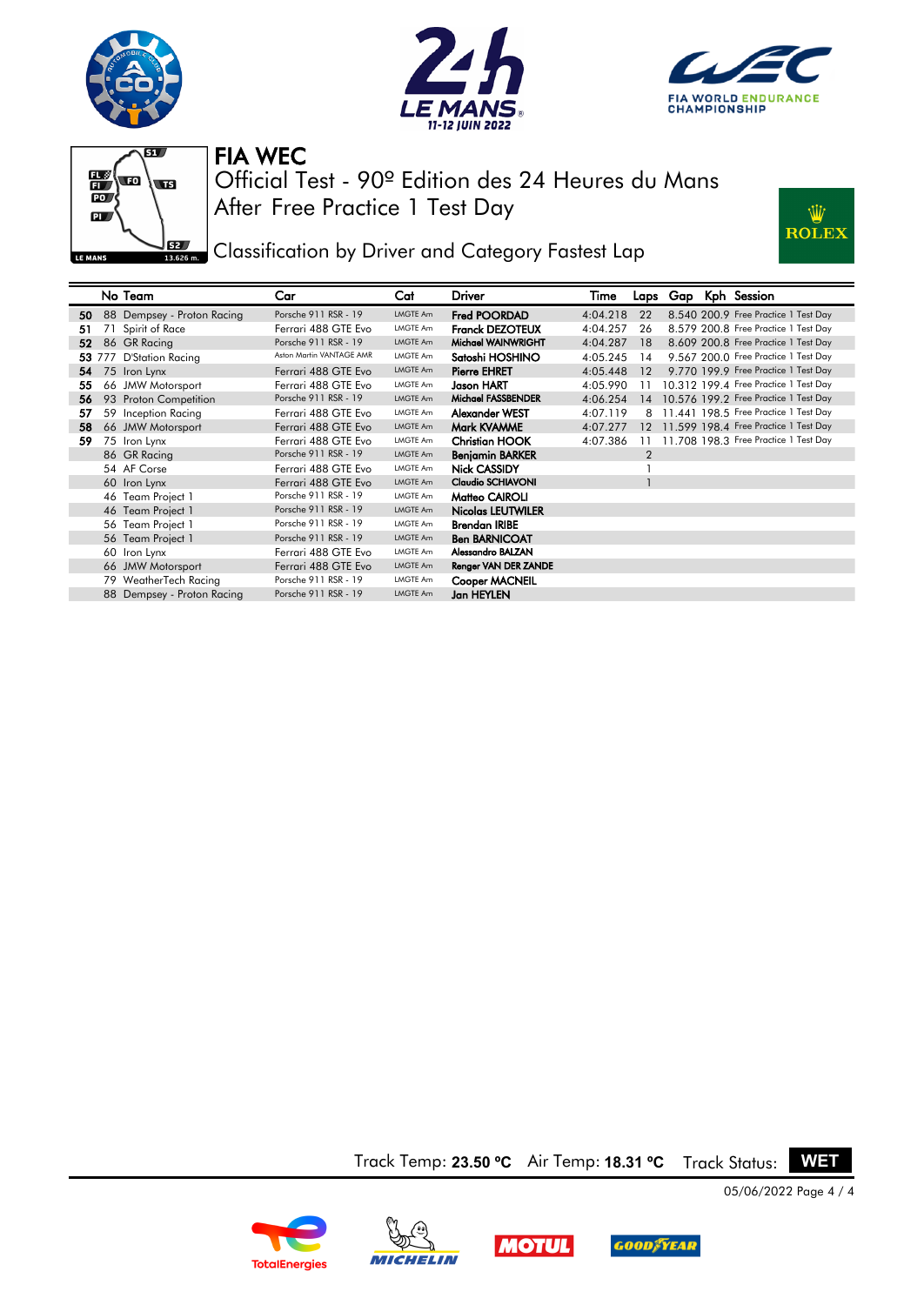# FIA WEC

Official Test - 90º Edition des 24 Heures du Mans

After Free Practice 1 Test Day

Classification by Driver and Category Fastest Lap

| | No | Team | Car | Cat | Driver | Time | Laps | Gap | Kph | Session |
|---|---|---|---|---|---|---|---|---|---|---|
| 50 | 88 | Dempsey - Proton Racing | Porsche 911 RSR - 19 | LMGTE Am | Fred POORDAD | 4:04.218 | 22 | 8.540 | 200.9 | Free Practice 1 Test Day |
| 51 | 71 | Spirit of Race | Ferrari 488 GTE Evo | LMGTE Am | Franck DEZOTEUX | 4:04.257 | 26 | 8.579 | 200.8 | Free Practice 1 Test Day |
| 52 | 86 | GR Racing | Porsche 911 RSR - 19 | LMGTE Am | Michael WAINWRIGHT | 4:04.287 | 18 | 8.609 | 200.8 | Free Practice 1 Test Day |
| 53 | 777 | D'Station Racing | Aston Martin VANTAGE AMR | LMGTE Am | Satoshi HOSHINO | 4:05.245 | 14 | 9.567 | 200.0 | Free Practice 1 Test Day |
| 54 | 75 | Iron Lynx | Ferrari 488 GTE Evo | LMGTE Am | Pierre EHRET | 4:05.448 | 12 | 9.770 | 199.9 | Free Practice 1 Test Day |
| 55 | 66 | JMW Motorsport | Ferrari 488 GTE Evo | LMGTE Am | Jason HART | 4:05.990 | 11 | 10.312 | 199.4 | Free Practice 1 Test Day |
| 56 | 93 | Proton Competition | Porsche 911 RSR - 19 | LMGTE Am | Michael FASSBENDER | 4:06.254 | 14 | 10.576 | 199.2 | Free Practice 1 Test Day |
| 57 | 59 | Inception Racing | Ferrari 488 GTE Evo | LMGTE Am | Alexander WEST | 4:07.119 | 8 | 11.441 | 198.5 | Free Practice 1 Test Day |
| 58 | 66 | JMW Motorsport | Ferrari 488 GTE Evo | LMGTE Am | Mark KVAMME | 4:07.277 | 12 | 11.599 | 198.4 | Free Practice 1 Test Day |
| 59 | 75 | Iron Lynx | Ferrari 488 GTE Evo | LMGTE Am | Christian HOOK | 4:07.386 | 11 | 11.708 | 198.3 | Free Practice 1 Test Day |
| | 86 | GR Racing | Porsche 911 RSR - 19 | LMGTE Am | Benjamin BARKER | | 2 | | | |
| | 54 | AF Corse | Ferrari 488 GTE Evo | LMGTE Am | Nick CASSIDY | | 1 | | | |
| | 60 | Iron Lynx | Ferrari 488 GTE Evo | LMGTE Am | Claudio SCHIAVONI | | 1 | | | |
| | 46 | Team Project 1 | Porsche 911 RSR - 19 | LMGTE Am | Matteo CAIROLI | | | | | |
| | 46 | Team Project 1 | Porsche 911 RSR - 19 | LMGTE Am | Nicolas LEUTWILER | | | | | |
| | 56 | Team Project 1 | Porsche 911 RSR - 19 | LMGTE Am | Brendan IRIBE | | | | | |
| | 56 | Team Project 1 | Porsche 911 RSR - 19 | LMGTE Am | Ben BARNICOAT | | | | | |
| | 60 | Iron Lynx | Ferrari 488 GTE Evo | LMGTE Am | Alessandro BALZAN | | | | | |
| | 66 | JMW Motorsport | Ferrari 488 GTE Evo | LMGTE Am | Renger VAN DER ZANDE | | | | | |
| | 79 | WeatherTech Racing | Porsche 911 RSR - 19 | LMGTE Am | Cooper MACNEIL | | | | | |
| | 88 | Dempsey - Proton Racing | Porsche 911 RSR - 19 | LMGTE Am | Jan HEYLEN | | | | | |

Track Temp: **23.50 ºC** Air Temp: **18.31 ºC** Track Status: **WET**

05/06/2022